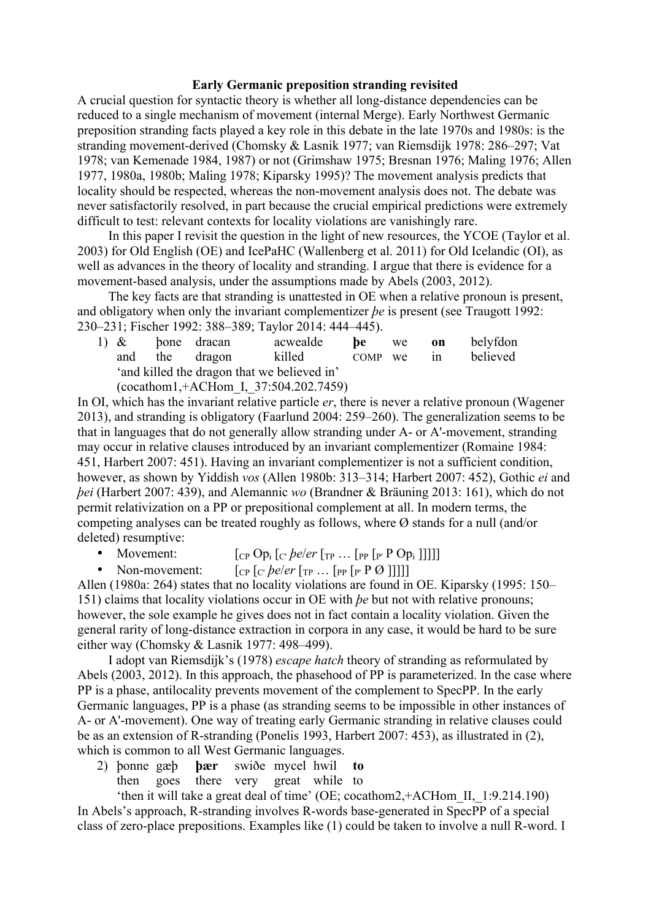# Early Germanic preposition stranding revisited

A crucial question for syntactic theory is whether all long-distance dependencies can be reduced to a single mechanism of movement (internal Merge). Early Northwest Germanic preposition stranding facts played a key role in this debate in the late 1970s and 1980s: is the stranding movement-derived (Chomsky & Lasnik 1977; van Riemsdijk 1978: 286–297; Vat 1978; van Kemenade 1984, 1987) or not (Grimshaw 1975; Bresnan 1976; Maling 1976; Allen 1977, 1980a, 1980b; Maling 1978; Kiparsky 1995)? The movement analysis predicts that locality should be respected, whereas the non-movement analysis does not. The debate was never satisfactorily resolved, in part because the crucial empirical predictions were extremely difficult to test: relevant contexts for locality violations are vanishingly rare.

In this paper I revisit the question in the light of new resources, the YCOE (Taylor et al. 2003) for Old English (OE) and IcePaHC (Wallenberg et al. 2011) for Old Icelandic (OI), as well as advances in the theory of locality and stranding. I argue that there is evidence for a movement-based analysis, under the assumptions made by Abels (2003, 2012).

The key facts are that stranding is unattested in OE when a relative pronoun is present, and obligatory when only the invariant complementizer *þe* is present (see Traugott 1992: 230–231; Fischer 1992: 388–389; Taylor 2014: 444–445).

1) & þone dracan acwealde **þe** we **on** belyfdon
   and the dragon killed COMP we in believed
   'and killed the dragon that we believed in'
   (cocathom1,+ACHom_I,_37:504.202.7459)

In OI, which has the invariant relative particle *er*, there is never a relative pronoun (Wagener 2013), and stranding is obligatory (Faarlund 2004: 259–260). The generalization seems to be that in languages that do not generally allow stranding under A- or A'-movement, stranding may occur in relative clauses introduced by an invariant complementizer (Romaine 1984: 451, Harbert 2007: 451). Having an invariant complementizer is not a sufficient condition, however, as shown by Yiddish *vos* (Allen 1980b: 313–314; Harbert 2007: 452), Gothic *ei* and *þei* (Harbert 2007: 439), and Alemannic *wo* (Brandner & Bräuning 2013: 161), which do not permit relativization on a PP or prepositional complement at all. In modern terms, the competing analyses can be treated roughly as follows, where Ø stands for a null (and/or deleted) resumptive:

- Movement: [$_{CP}$ Op$_i$ [$_{C'}$ *þe*/*er* [$_{TP}$ … [$_{PP}$ [$_{P'}$ P Op$_i$ ]]]]]
- Non-movement: [$_{CP}$ [$_{C'}$ *þe*/*er* [$_{TP}$ … [$_{PP}$ [$_{P'}$ P Ø ]]]]]

Allen (1980a: 264) states that no locality violations are found in OE. Kiparsky (1995: 150–151) claims that locality violations occur in OE with *þe* but not with relative pronouns; however, the sole example he gives does not in fact contain a locality violation. Given the general rarity of long-distance extraction in corpora in any case, it would be hard to be sure either way (Chomsky & Lasnik 1977: 498–499).

I adopt van Riemsdijk's (1978) *escape hatch* theory of stranding as reformulated by Abels (2003, 2012). In this approach, the phasehood of PP is parameterized. In the case where PP is a phase, antilocality prevents movement of the complement to SpecPP. In the early Germanic languages, PP is a phase (as stranding seems to be impossible in other instances of A- or A'-movement). One way of treating early Germanic stranding in relative clauses could be as an extension of R-stranding (Ponelis 1993, Harbert 2007: 453), as illustrated in (2), which is common to all West Germanic languages.

2) þonne gæþ **þær** swiðe mycel hwil **to**
   then goes there very great while to
   'then it will take a great deal of time' (OE; cocathom2,+ACHom_II,_1:9.214.190)

In Abels's approach, R-stranding involves R-words base-generated in SpecPP of a special class of zero-place prepositions. Examples like (1) could be taken to involve a null R-word. I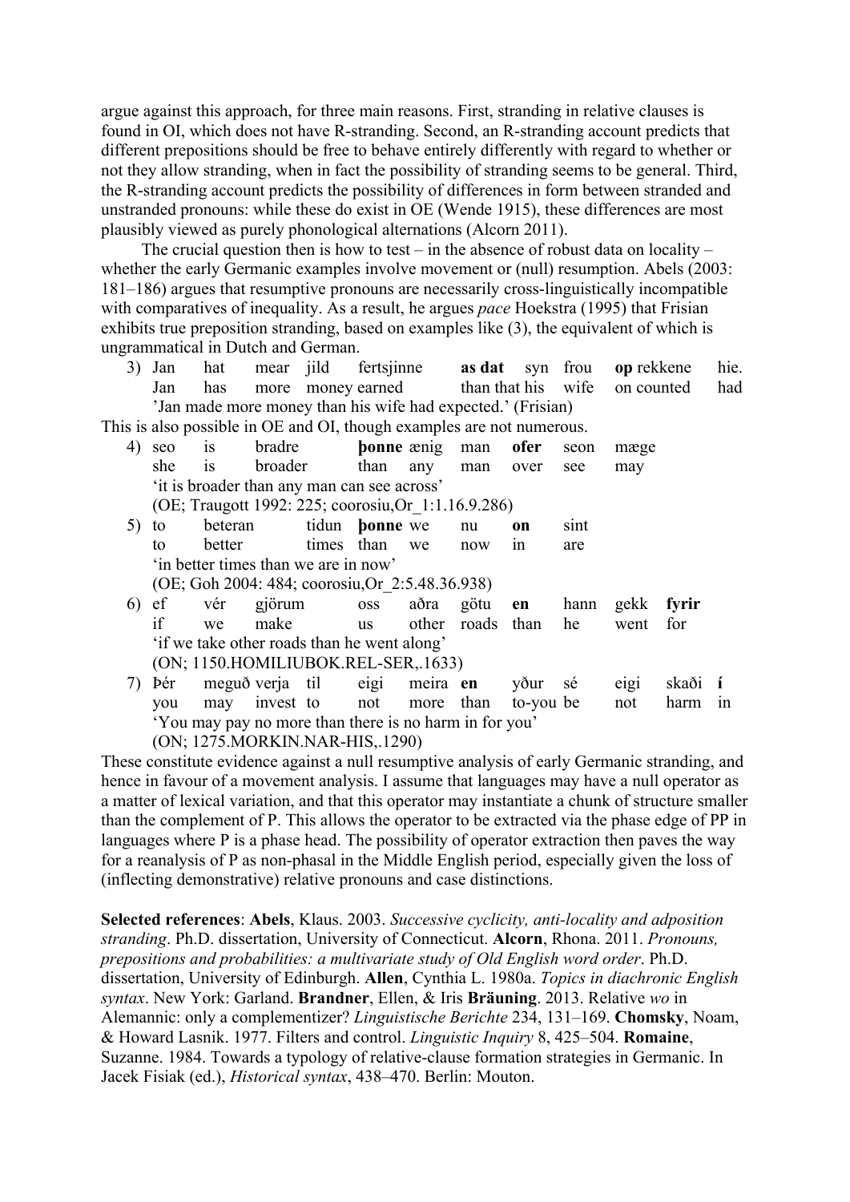argue against this approach, for three main reasons. First, stranding in relative clauses is found in OI, which does not have R-stranding. Second, an R-stranding account predicts that different prepositions should be free to behave entirely differently with regard to whether or not they allow stranding, when in fact the possibility of stranding seems to be general. Third, the R-stranding account predicts the possibility of differences in form between stranded and unstranded pronouns: while these do exist in OE (Wende 1915), these differences are most plausibly viewed as purely phonological alternations (Alcorn 2011).

The crucial question then is how to test – in the absence of robust data on locality – whether the early Germanic examples involve movement or (null) resumption. Abels (2003: 181–186) argues that resumptive pronouns are necessarily cross-linguistically incompatible with comparatives of inequality. As a result, he argues *pace* Hoekstra (1995) that Frisian exhibits true preposition stranding, based on examples like (3), the equivalent of which is ungrammatical in Dutch and German.

3) Jan hat mear jild fertsjinne **as dat** syn frou **op** rekkene hie.
   Jan has more money earned than that his wife on counted had
   'Jan made more money than his wife had expected.' (Frisian)

This is also possible in OE and OI, though examples are not numerous.

4) seo is bradre **þonne** ænig man **ofer** seon mæge
   she is broader than any man over see may
   'it is broader than any man can see across'
   (OE; Traugott 1992: 225; coorosiu,Or_1:1.16.9.286)

5) to beteran tidun **þonne** we nu **on** sint
   to better times than we now in are
   'in better times than we are in now'
   (OE; Goh 2004: 484; coorosiu,Or_2:5.48.36.938)

6) ef vér gjörum oss aðra götu **en** hann gekk **fyrir**
   if we make us other roads than he went for
   'if we take other roads than he went along'
   (ON; 1150.HOMILIUBOK.REL-SER,.1633)

7) Þér meguð verja til eigi meira **en** yður sé eigi skaði **í**
   you may invest to not more than to-you be not harm in
   'You may pay no more than there is no harm in for you'
   (ON; 1275.MORKIN.NAR-HIS,.1290)

These constitute evidence against a null resumptive analysis of early Germanic stranding, and hence in favour of a movement analysis. I assume that languages may have a null operator as a matter of lexical variation, and that this operator may instantiate a chunk of structure smaller than the complement of P. This allows the operator to be extracted via the phase edge of PP in languages where P is a phase head. The possibility of operator extraction then paves the way for a reanalysis of P as non-phasal in the Middle English period, especially given the loss of (inflecting demonstrative) relative pronouns and case distinctions.

**Selected references**: **Abels**, Klaus. 2003. *Successive cyclicity, anti-locality and adposition stranding*. Ph.D. dissertation, University of Connecticut. **Alcorn**, Rhona. 2011. *Pronouns, prepositions and probabilities: a multivariate study of Old English word order*. Ph.D. dissertation, University of Edinburgh. **Allen**, Cynthia L. 1980a. *Topics in diachronic English syntax*. New York: Garland. **Brandner**, Ellen, & Iris **Bräuning**. 2013. Relative *wo* in Alemannic: only a complementizer? *Linguistische Berichte* 234, 131–169. **Chomsky**, Noam, & Howard Lasnik. 1977. Filters and control. *Linguistic Inquiry* 8, 425–504. **Romaine**, Suzanne. 1984. Towards a typology of relative-clause formation strategies in Germanic. In Jacek Fisiak (ed.), *Historical syntax*, 438–470. Berlin: Mouton.